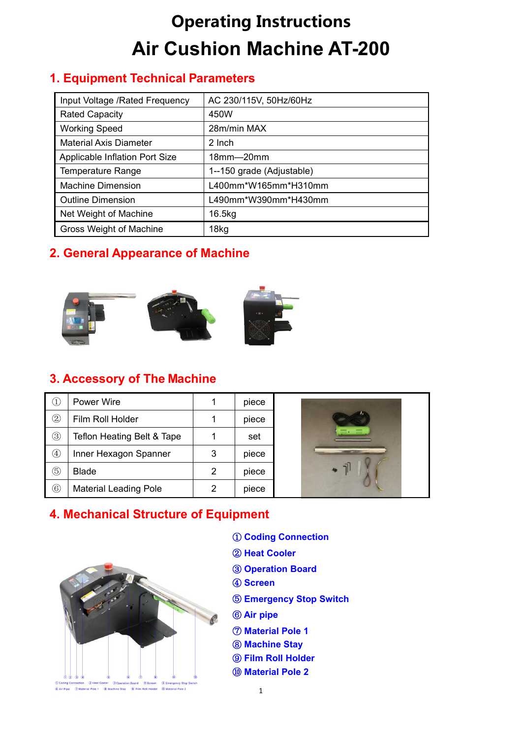# Operating Instructions

# Air Cushion Machine AT-200

## 1. Equipment Technical Parameters

| Input Voltage /Rated Frequency | AC 230/115V, 50Hz/60Hz |
|---|---|
| Rated Capacity | 450W |
| Working Speed | 28m/min MAX |
| Material Axis Diameter | 2 Inch |
| Applicable Inflation Port Size | 18mm—20mm |
| Temperature Range | 1--150 grade (Adjustable) |
| Machine Dimension | L400mm*W165mm*H310mm |
| Outline Dimension | L490mm*W390mm*H430mm |
| Net Weight of Machine | 16.5kg |
| Gross Weight of Machine | 18kg |

## 2. General Appearance of Machine

## 3. Accessory of The Machine

| ① | Power Wire | 1 | piece |
|---|---|---|---|
| ② | Film Roll Holder | 1 | piece |
| ③ | Teflon Heating Belt & Tape | 1 | set |
| ④ | Inner Hexagon Spanner | 3 | piece |
| ⑤ | Blade | 2 | piece |
| ⑥ | Material Leading Pole | 2 | piece |

## 4. Mechanical Structure of Equipment

① Coding Connection
② Heat Cooler
③ Operation Board
④ Screen
⑤ Emergency Stop Switch
⑥ Air pipe
⑦ Material Pole 1
⑧ Machine Stay
⑨ Film Roll Holder
⑩ Material Pole 2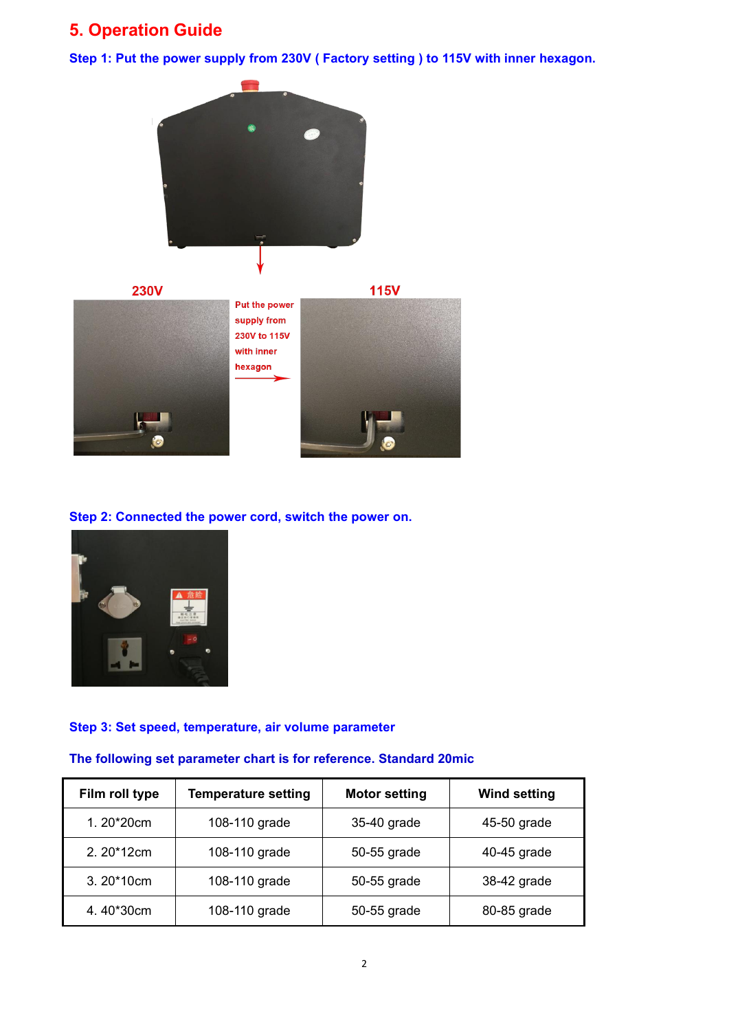## 5. Operation Guide

**Step 1: Put the power supply from 230V ( Factory setting ) to 115V with inner hexagon.**

230V

Put the power supply from 230V to 115V with inner hexagon

115V

**Step 2: Connected the power cord, switch the power on.**

**Step 3: Set speed, temperature, air volume parameter**

**The following set parameter chart is for reference. Standard 20mic**

| Film roll type | Temperature setting | Motor setting | Wind setting |
|---|---|---|---|
| 1. 20*20cm | 108-110 grade | 35-40 grade | 45-50 grade |
| 2. 20*12cm | 108-110 grade | 50-55 grade | 40-45 grade |
| 3. 20*10cm | 108-110 grade | 50-55 grade | 38-42 grade |
| 4. 40*30cm | 108-110 grade | 50-55 grade | 80-85 grade |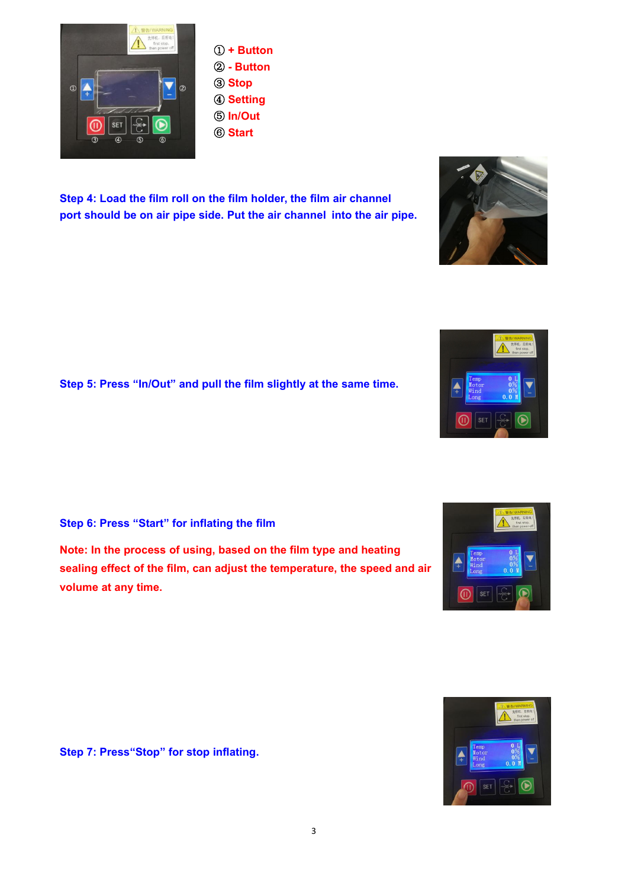① + Button
② - Button
③ Stop
④ Setting
⑤ In/Out
⑥ Start

**Step 4: Load the film roll on the film holder, the film air channel port should be on air pipe side. Put the air channel into the air pipe.**

**Step 5: Press "In/Out" and pull the film slightly at the same time.**

**Step 6: Press "Start" for inflating the film**

**Note: In the process of using, based on the film type and heating sealing effect of the film, can adjust the temperature, the speed and air volume at any time.**

**Step 7: Press"Stop" for stop inflating.**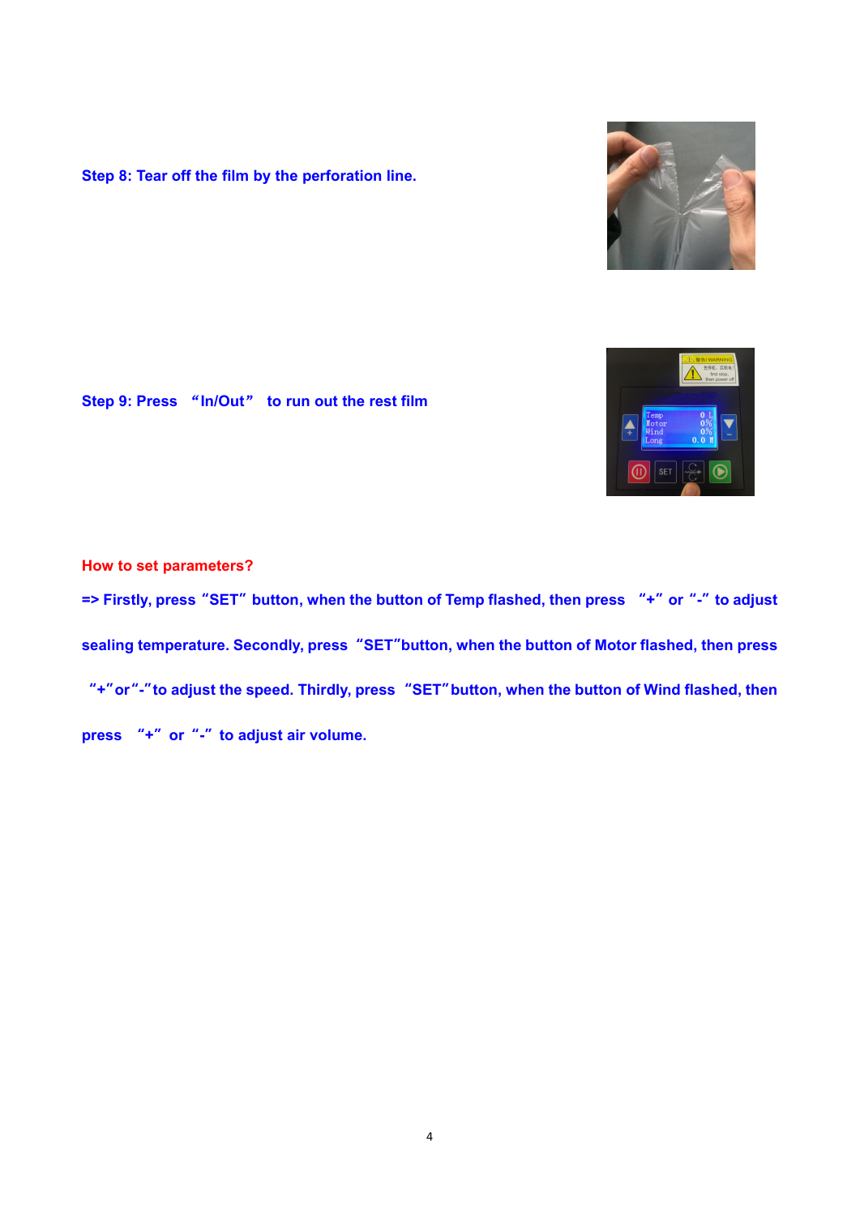**Step 8: Tear off the film by the perforation line.**

**Step 9: Press "In/Out" to run out the rest film**

**How to set parameters?**

**=> Firstly, press "SET" button, when the button of Temp flashed, then press "+" or "-" to adjust sealing temperature. Secondly, press "SET" button, when the button of Motor flashed, then press "+" or "-" to adjust the speed. Thirdly, press "SET" button, when the button of Wind flashed, then press "+" or "-" to adjust air volume.**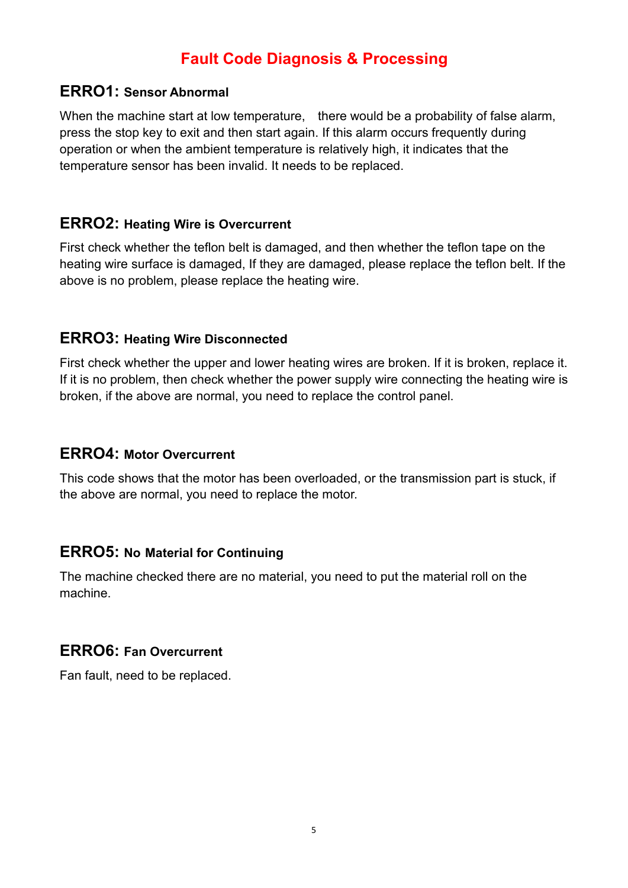# Fault Code Diagnosis & Processing

## ERRO1: Sensor Abnormal

When the machine start at low temperature,  there would be a probability of false alarm, press the stop key to exit and then start again. If this alarm occurs frequently during operation or when the ambient temperature is relatively high, it indicates that the temperature sensor has been invalid. It needs to be replaced.

## ERRO2: Heating Wire is Overcurrent

First check whether the teflon belt is damaged, and then whether the teflon tape on the heating wire surface is damaged, If they are damaged, please replace the teflon belt. If the above is no problem, please replace the heating wire.

## ERRO3: Heating Wire Disconnected

First check whether the upper and lower heating wires are broken. If it is broken, replace it. If it is no problem, then check whether the power supply wire connecting the heating wire is broken, if the above are normal, you need to replace the control panel.

## ERRO4: Motor Overcurrent

This code shows that the motor has been overloaded, or the transmission part is stuck, if the above are normal, you need to replace the motor.

## ERRO5: No Material for Continuing

The machine checked there are no material, you need to put the material roll on the machine.

## ERRO6: Fan Overcurrent

Fan fault, need to be replaced.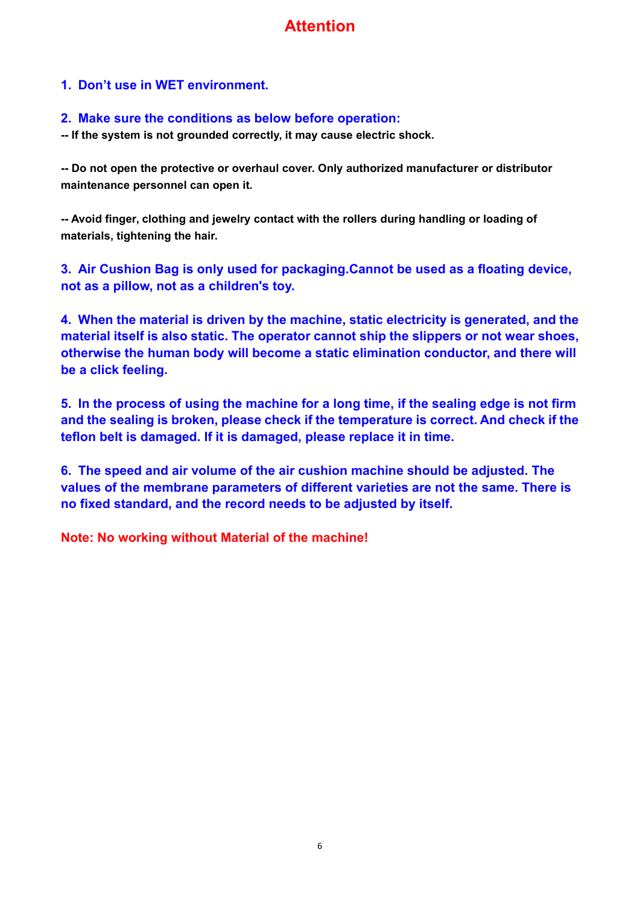# Attention

**1. Don't use in WET environment.**

**2. Make sure the conditions as below before operation:**

**-- If the system is not grounded correctly, it may cause electric shock.**

**-- Do not open the protective or overhaul cover. Only authorized manufacturer or distributor maintenance personnel can open it.**

**-- Avoid finger, clothing and jewelry contact with the rollers during handling or loading of materials, tightening the hair.**

**3. Air Cushion Bag is only used for packaging.Cannot be used as a floating device, not as a pillow, not as a children's toy.**

**4. When the material is driven by the machine, static electricity is generated, and the material itself is also static. The operator cannot ship the slippers or not wear shoes, otherwise the human body will become a static elimination conductor, and there will be a click feeling.**

**5. In the process of using the machine for a long time, if the sealing edge is not firm and the sealing is broken, please check if the temperature is correct. And check if the teflon belt is damaged. If it is damaged, please replace it in time.**

**6. The speed and air volume of the air cushion machine should be adjusted. The values of the membrane parameters of different varieties are not the same. There is no fixed standard, and the record needs to be adjusted by itself.**

**Note: No working without Material of the machine!**